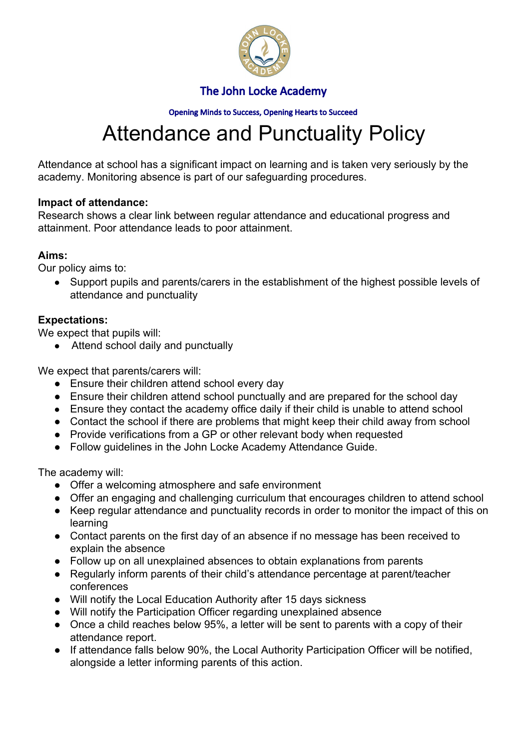The John Locke Academy

Opening Minds to Success, Opening Hearts to Succeed

# Attendance and Punctuality Policy

Attendance at school has a significant impact on learning and is taken very seriously by the academy. Monitoring absence is part of our safeguarding procedures.

**Impact of attendance:**
Research shows a clear link between regular attendance and educational progress and attainment. Poor attendance leads to poor attainment.

**Aims:**
Our policy aims to:

- Support pupils and parents/carers in the establishment of the highest possible levels of attendance and punctuality

**Expectations:**
We expect that pupils will:

- Attend school daily and punctually

We expect that parents/carers will:

- Ensure their children attend school every day
- Ensure their children attend school punctually and are prepared for the school day
- Ensure they contact the academy office daily if their child is unable to attend school
- Contact the school if there are problems that might keep their child away from school
- Provide verifications from a GP or other relevant body when requested
- Follow guidelines in the John Locke Academy Attendance Guide.

The academy will:

- Offer a welcoming atmosphere and safe environment
- Offer an engaging and challenging curriculum that encourages children to attend school
- Keep regular attendance and punctuality records in order to monitor the impact of this on learning
- Contact parents on the first day of an absence if no message has been received to explain the absence
- Follow up on all unexplained absences to obtain explanations from parents
- Regularly inform parents of their child's attendance percentage at parent/teacher conferences
- Will notify the Local Education Authority after 15 days sickness
- Will notify the Participation Officer regarding unexplained absence
- Once a child reaches below 95%, a letter will be sent to parents with a copy of their attendance report.
- If attendance falls below 90%, the Local Authority Participation Officer will be notified, alongside a letter informing parents of this action.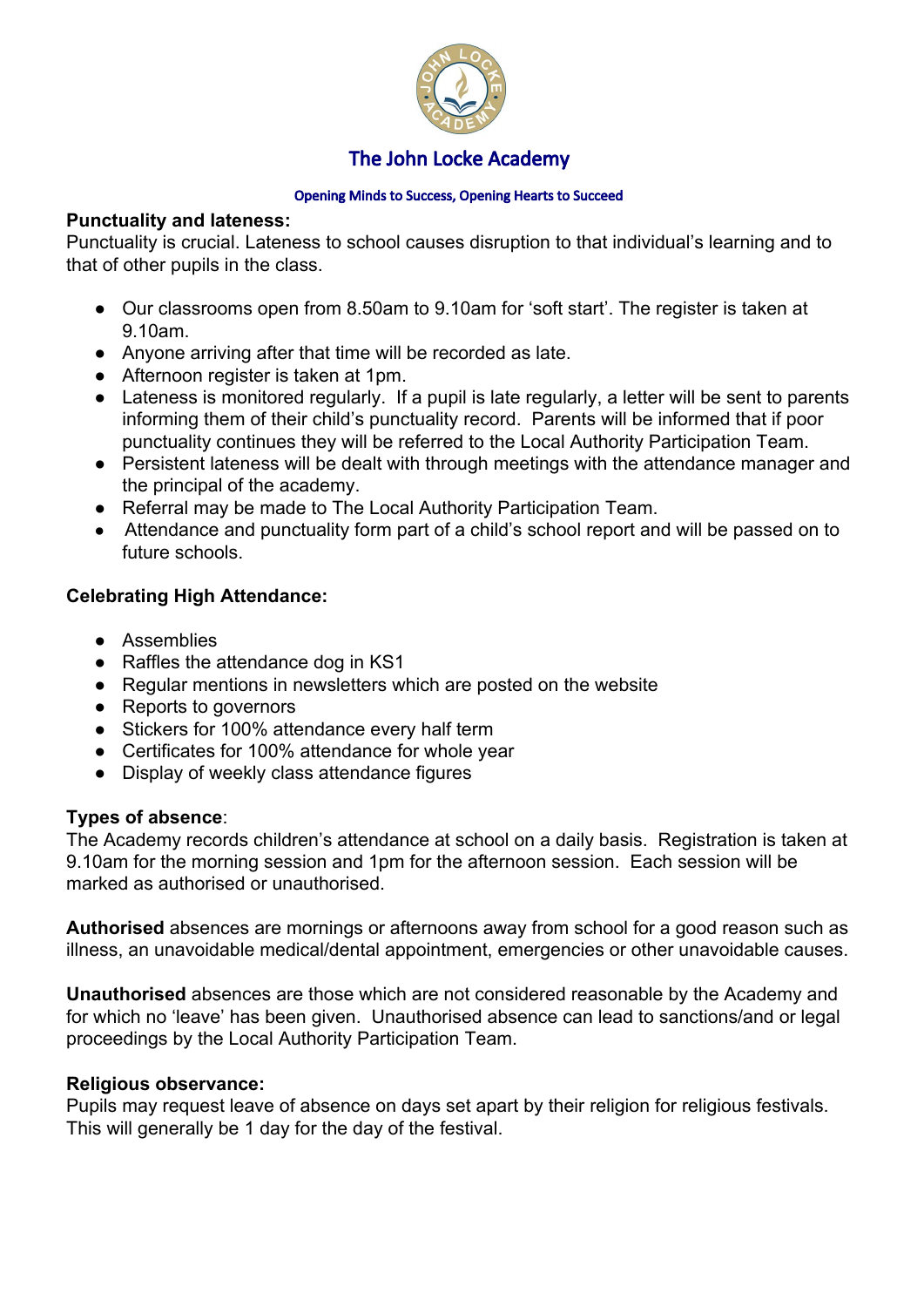# The John Locke Academy

**Opening Minds to Success, Opening Hearts to Succeed**

**Punctuality and lateness:**

Punctuality is crucial. Lateness to school causes disruption to that individual's learning and to that of other pupils in the class.

- Our classrooms open from 8.50am to 9.10am for 'soft start'. The register is taken at 9.10am.
- Anyone arriving after that time will be recorded as late.
- Afternoon register is taken at 1pm.
- Lateness is monitored regularly. If a pupil is late regularly, a letter will be sent to parents informing them of their child's punctuality record. Parents will be informed that if poor punctuality continues they will be referred to the Local Authority Participation Team.
- Persistent lateness will be dealt with through meetings with the attendance manager and the principal of the academy.
- Referral may be made to The Local Authority Participation Team.
- Attendance and punctuality form part of a child's school report and will be passed on to future schools.

**Celebrating High Attendance:**

- Assemblies
- Raffles the attendance dog in KS1
- Regular mentions in newsletters which are posted on the website
- Reports to governors
- Stickers for 100% attendance every half term
- Certificates for 100% attendance for whole year
- Display of weekly class attendance figures

**Types of absence**:

The Academy records children's attendance at school on a daily basis. Registration is taken at 9.10am for the morning session and 1pm for the afternoon session. Each session will be marked as authorised or unauthorised.

**Authorised** absences are mornings or afternoons away from school for a good reason such as illness, an unavoidable medical/dental appointment, emergencies or other unavoidable causes.

**Unauthorised** absences are those which are not considered reasonable by the Academy and for which no 'leave' has been given. Unauthorised absence can lead to sanctions/and or legal proceedings by the Local Authority Participation Team.

**Religious observance:**

Pupils may request leave of absence on days set apart by their religion for religious festivals. This will generally be 1 day for the day of the festival.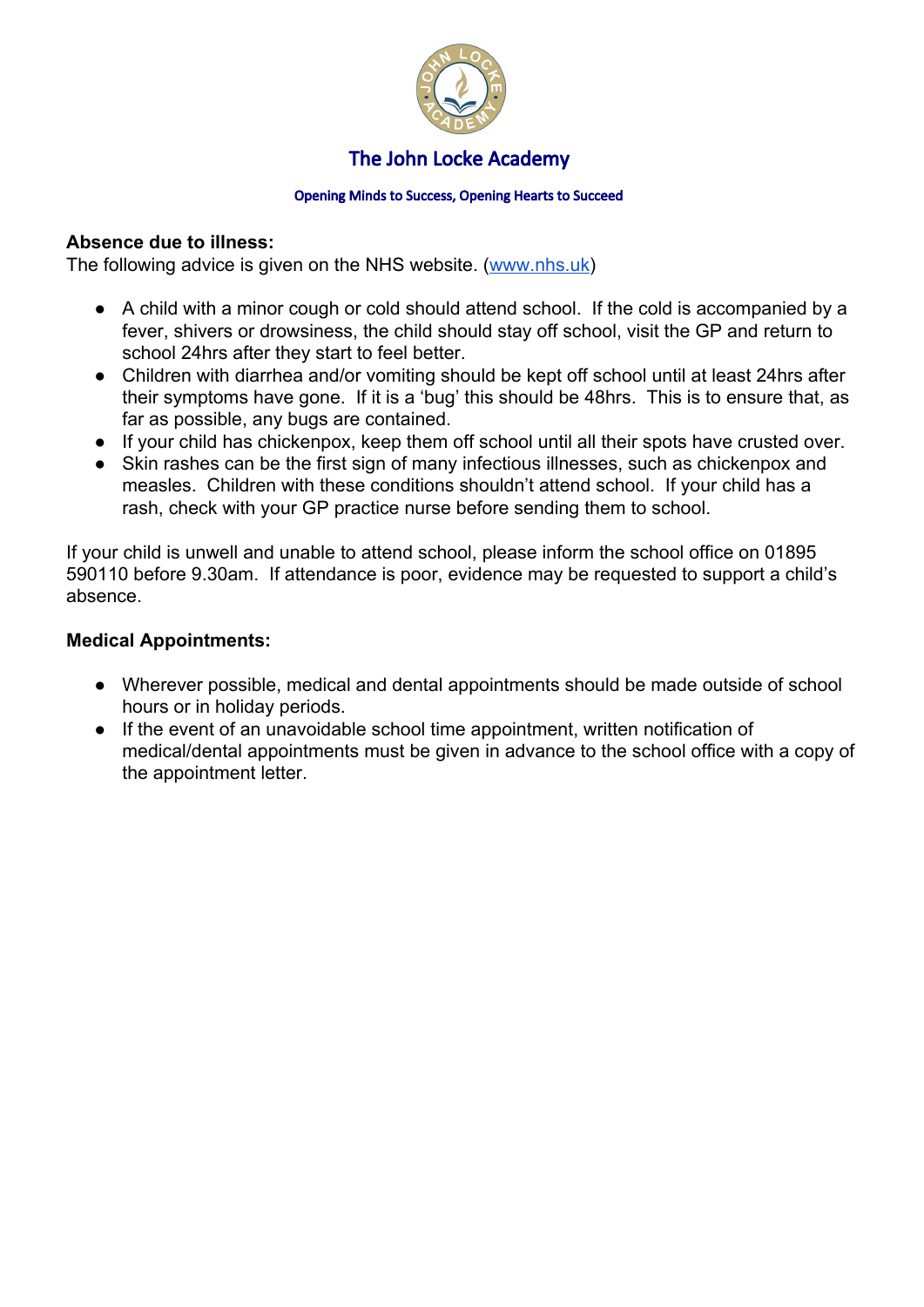# The John Locke Academy

**Opening Minds to Success, Opening Hearts to Succeed**

**Absence due to illness:**

The following advice is given on the NHS website. (www.nhs.uk)

- A child with a minor cough or cold should attend school. If the cold is accompanied by a fever, shivers or drowsiness, the child should stay off school, visit the GP and return to school 24hrs after they start to feel better.
- Children with diarrhea and/or vomiting should be kept off school until at least 24hrs after their symptoms have gone. If it is a 'bug' this should be 48hrs. This is to ensure that, as far as possible, any bugs are contained.
- If your child has chickenpox, keep them off school until all their spots have crusted over.
- Skin rashes can be the first sign of many infectious illnesses, such as chickenpox and measles. Children with these conditions shouldn't attend school. If your child has a rash, check with your GP practice nurse before sending them to school.

If your child is unwell and unable to attend school, please inform the school office on 01895 590110 before 9.30am. If attendance is poor, evidence may be requested to support a child's absence.

**Medical Appointments:**

- Wherever possible, medical and dental appointments should be made outside of school hours or in holiday periods.
- If the event of an unavoidable school time appointment, written notification of medical/dental appointments must be given in advance to the school office with a copy of the appointment letter.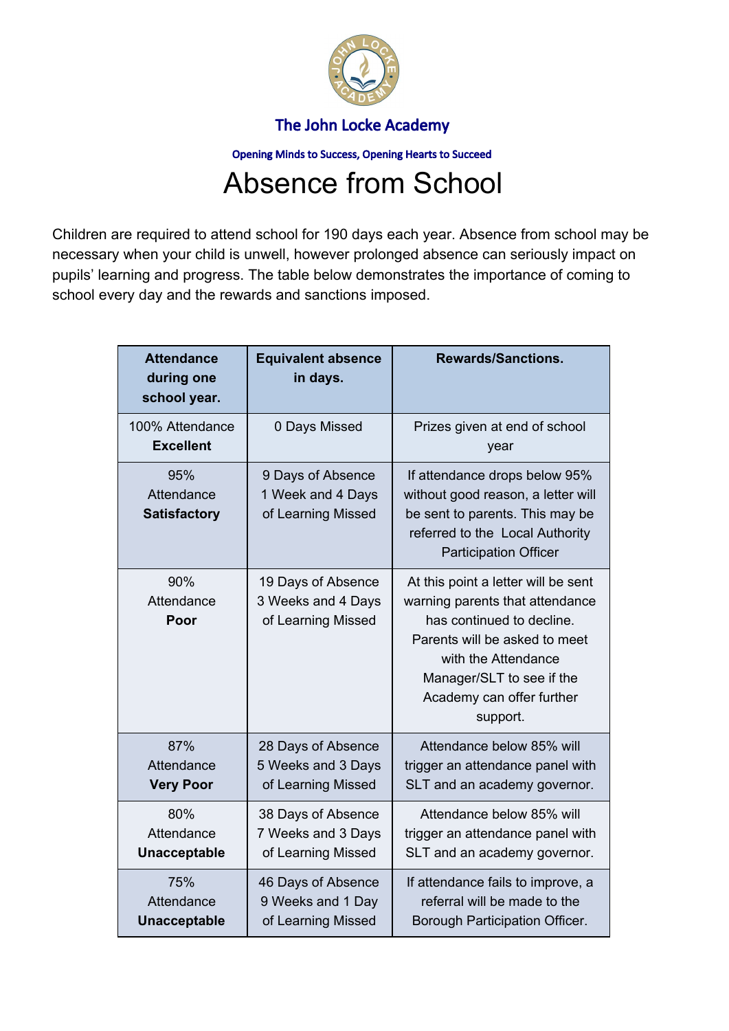The John Locke Academy

Opening Minds to Success, Opening Hearts to Succeed

# Absence from School

Children are required to attend school for 190 days each year. Absence from school may be necessary when your child is unwell, however prolonged absence can seriously impact on pupils' learning and progress. The table below demonstrates the importance of coming to school every day and the rewards and sanctions imposed.

| Attendance during one school year. | Equivalent absence in days. | Rewards/Sanctions. |
|---|---|---|
| 100% Attendance **Excellent** | 0 Days Missed | Prizes given at end of school year |
| 95% Attendance **Satisfactory** | 9 Days of Absence 1 Week and 4 Days of Learning Missed | If attendance drops below 95% without good reason, a letter will be sent to parents. This may be referred to the Local Authority Participation Officer |
| 90% Attendance **Poor** | 19 Days of Absence 3 Weeks and 4 Days of Learning Missed | At this point a letter will be sent warning parents that attendance has continued to decline. Parents will be asked to meet with the Attendance Manager/SLT to see if the Academy can offer further support. |
| 87% Attendance **Very Poor** | 28 Days of Absence 5 Weeks and 3 Days of Learning Missed | Attendance below 85% will trigger an attendance panel with SLT and an academy governor. |
| 80% Attendance **Unacceptable** | 38 Days of Absence 7 Weeks and 3 Days of Learning Missed | Attendance below 85% will trigger an attendance panel with SLT and an academy governor. |
| 75% Attendance **Unacceptable** | 46 Days of Absence 9 Weeks and 1 Day of Learning Missed | If attendance fails to improve, a referral will be made to the Borough Participation Officer. |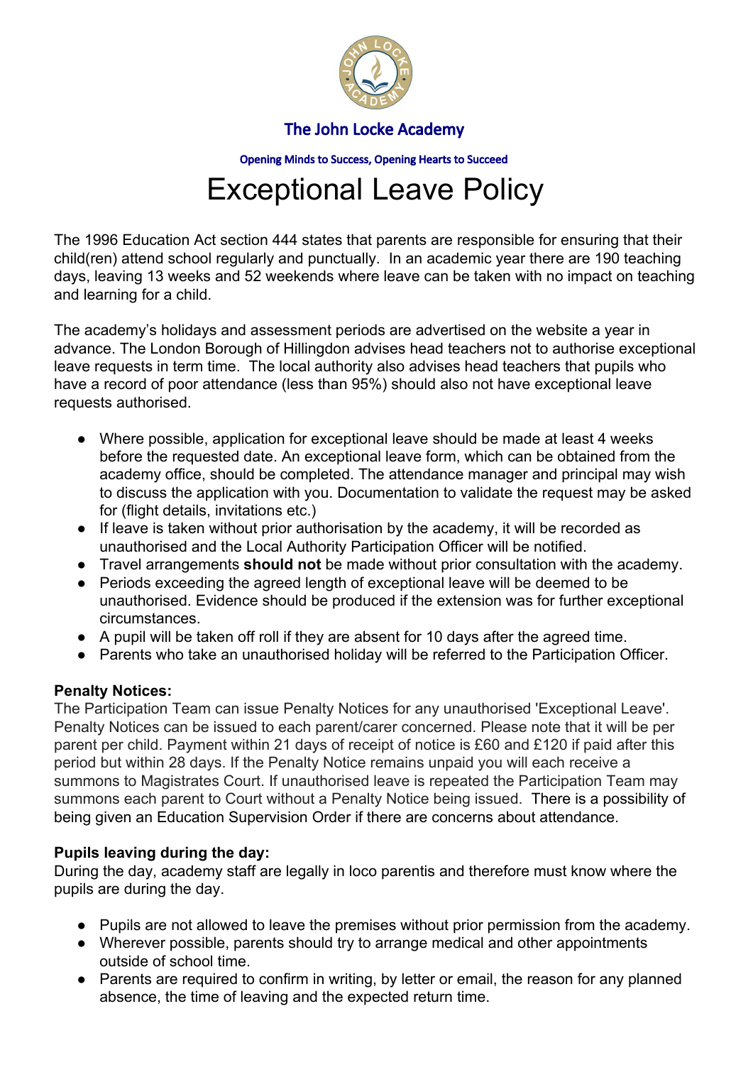The John Locke Academy

Opening Minds to Success, Opening Hearts to Succeed

# Exceptional Leave Policy

The 1996 Education Act section 444 states that parents are responsible for ensuring that their child(ren) attend school regularly and punctually. In an academic year there are 190 teaching days, leaving 13 weeks and 52 weekends where leave can be taken with no impact on teaching and learning for a child.

The academy's holidays and assessment periods are advertised on the website a year in advance. The London Borough of Hillingdon advises head teachers not to authorise exceptional leave requests in term time. The local authority also advises head teachers that pupils who have a record of poor attendance (less than 95%) should also not have exceptional leave requests authorised.

- Where possible, application for exceptional leave should be made at least 4 weeks before the requested date. An exceptional leave form, which can be obtained from the academy office, should be completed. The attendance manager and principal may wish to discuss the application with you. Documentation to validate the request may be asked for (flight details, invitations etc.)
- If leave is taken without prior authorisation by the academy, it will be recorded as unauthorised and the Local Authority Participation Officer will be notified.
- Travel arrangements **should not** be made without prior consultation with the academy.
- Periods exceeding the agreed length of exceptional leave will be deemed to be unauthorised. Evidence should be produced if the extension was for further exceptional circumstances.
- A pupil will be taken off roll if they are absent for 10 days after the agreed time.
- Parents who take an unauthorised holiday will be referred to the Participation Officer.

**Penalty Notices:**
The Participation Team can issue Penalty Notices for any unauthorised 'Exceptional Leave'. Penalty Notices can be issued to each parent/carer concerned. Please note that it will be per parent per child. Payment within 21 days of receipt of notice is £60 and £120 if paid after this period but within 28 days. If the Penalty Notice remains unpaid you will each receive a summons to Magistrates Court. If unauthorised leave is repeated the Participation Team may summons each parent to Court without a Penalty Notice being issued. There is a possibility of being given an Education Supervision Order if there are concerns about attendance.

**Pupils leaving during the day:**
During the day, academy staff are legally in loco parentis and therefore must know where the pupils are during the day.

- Pupils are not allowed to leave the premises without prior permission from the academy.
- Wherever possible, parents should try to arrange medical and other appointments outside of school time.
- Parents are required to confirm in writing, by letter or email, the reason for any planned absence, the time of leaving and the expected return time.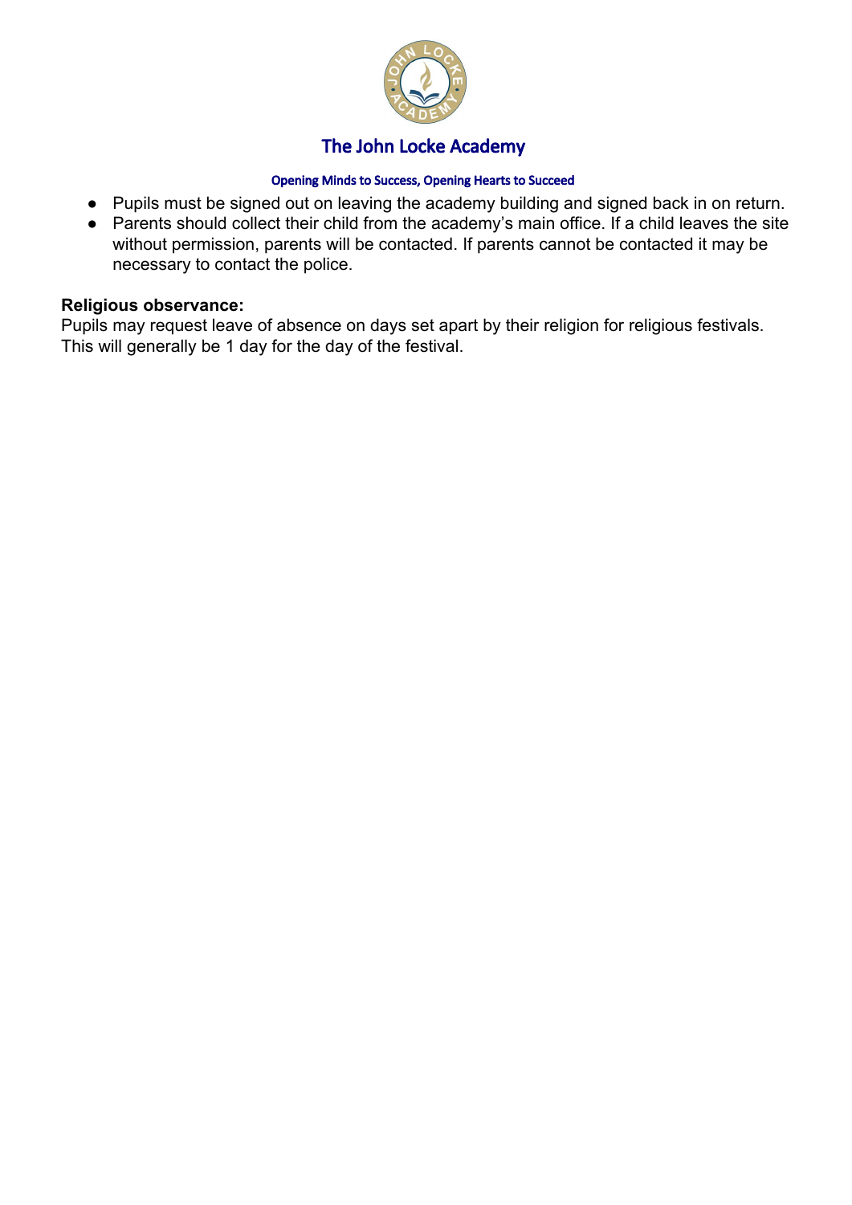- Pupils must be signed out on leaving the academy building and signed back in on return.
- Parents should collect their child from the academy's main office. If a child leaves the site without permission, parents will be contacted. If parents cannot be contacted it may be necessary to contact the police.

**Religious observance:**
Pupils may request leave of absence on days set apart by their religion for religious festivals. This will generally be 1 day for the day of the festival.